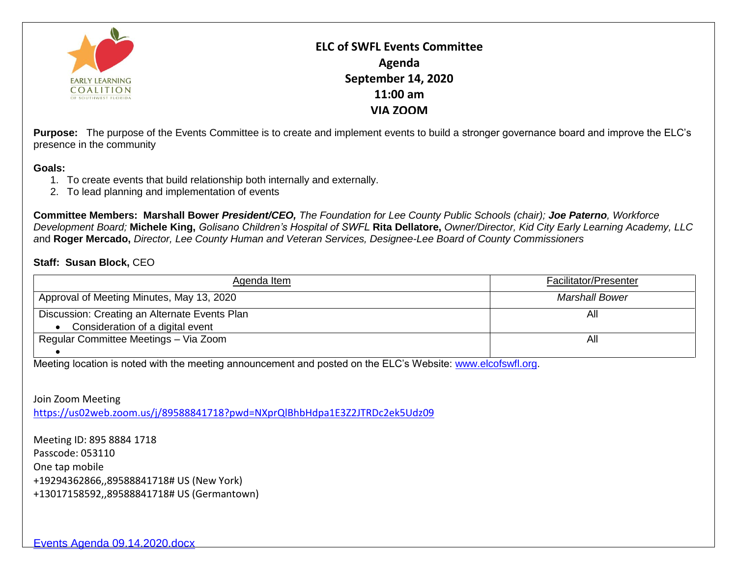# ELC of SWFL Events Committee

## Agenda

## September 14, 2020

## 11:00 am

## VIA ZOOM

**Purpose:** The purpose of the Events Committee is to create and implement events to build a stronger governance board and improve the ELC's presence in the community

**Goals:**

1. To create events that build relationship both internally and externally.
2. To lead planning and implementation of events

**Committee Members:** **Marshall Bower** ***President/CEO,*** *The Foundation for Lee County Public Schools (chair);* ***Joe Paterno****, Workforce Development Board;* **Michele King,** *Golisano Children's Hospital of SWFL* **Rita Dellatore,** *Owner/Director, Kid City Early Learning Academy, LLC* and **Roger Mercado,** *Director, Lee County Human and Veteran Services, Designee-Lee Board of County Commissioners*

**Staff:** **Susan Block,** CEO

| Agenda Item | Facilitator/Presenter |
|---|---|
| Approval of Meeting Minutes, May 13, 2020 | *Marshall Bower* |
| Discussion: Creating an Alternate Events Plan<br>• Consideration of a digital event | All |
| Regular Committee Meetings – Via Zoom<br>• | All |

Meeting location is noted with the meeting announcement and posted on the ELC's Website: www.elcofswfl.org.

Join Zoom Meeting
https://us02web.zoom.us/j/89588841718?pwd=NXprQlBhbHdpa1E3Z2JTRDc2ek5Udz09

Meeting ID: 895 8884 1718
Passcode: 053110
One tap mobile
+19294362866,,89588841718# US (New York)
+13017158592,,89588841718# US (Germantown)

Events Agenda 09.14.2020.docx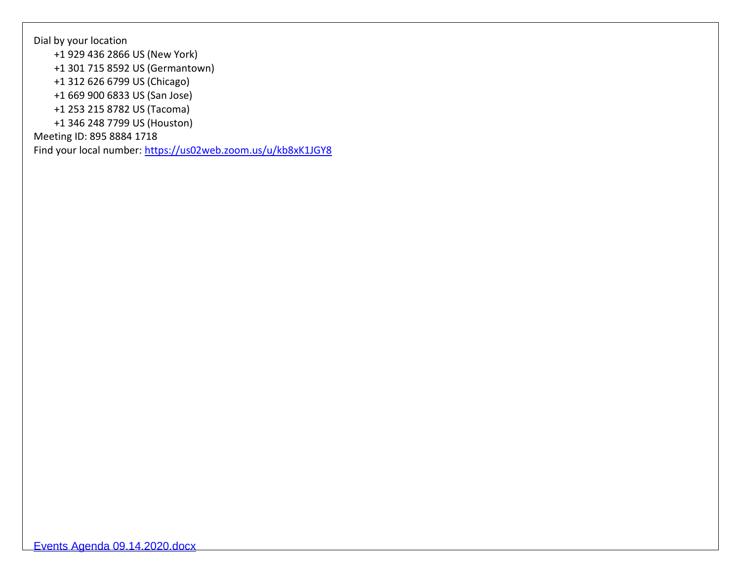Dial by your location

- +1 929 436 2866 US (New York)
- +1 301 715 8592 US (Germantown)
- +1 312 626 6799 US (Chicago)
- +1 669 900 6833 US (San Jose)
- +1 253 215 8782 US (Tacoma)
- +1 346 248 7799 US (Houston)

Meeting ID: 895 8884 1718

Find your local number: https://us02web.zoom.us/u/kb8xK1JGY8

Events Agenda 09.14.2020.docx